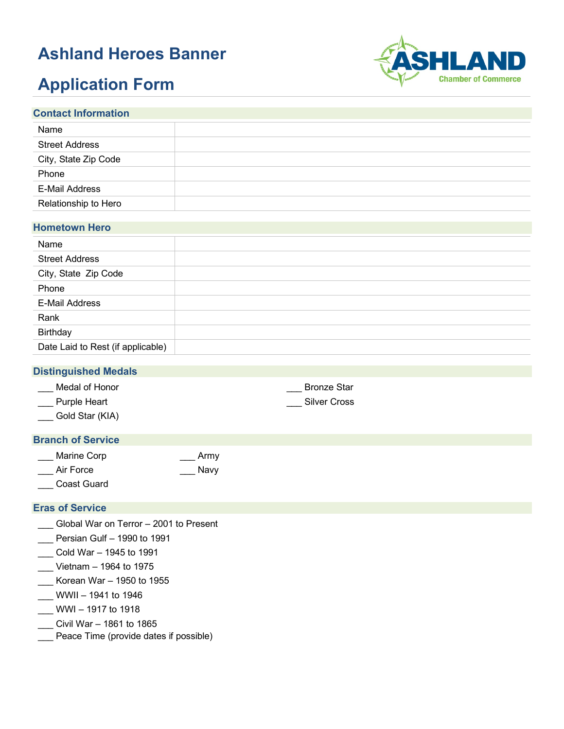# Ashland Heroes Banner

# Application Form

ASHLAND Chamber of Commerce

## Contact Information

| Name | |
|---|---|
| Street Address | |
| City, State Zip Code | |
| Phone | |
| E-Mail Address | |
| Relationship to Hero | |

## Hometown Hero

| Name | |
|---|---|
| Street Address | |
| City, State Zip Code | |
| Phone | |
| E-Mail Address | |
| Rank | |
| Birthday | |
| Date Laid to Rest (if applicable) | |

## Distinguished Medals

___ Medal of Honor
___ Purple Heart
___ Gold Star (KIA)
___ Bronze Star
___ Silver Cross

## Branch of Service

___ Marine Corp
___ Air Force
___ Coast Guard
___ Army
___ Navy

## Eras of Service

___ Global War on Terror – 2001 to Present
___ Persian Gulf – 1990 to 1991
___ Cold War – 1945 to 1991
___ Vietnam – 1964 to 1975
___ Korean War – 1950 to 1955
___ WWII – 1941 to 1946
___ WWI – 1917 to 1918
___ Civil War – 1861 to 1865
___ Peace Time (provide dates if possible)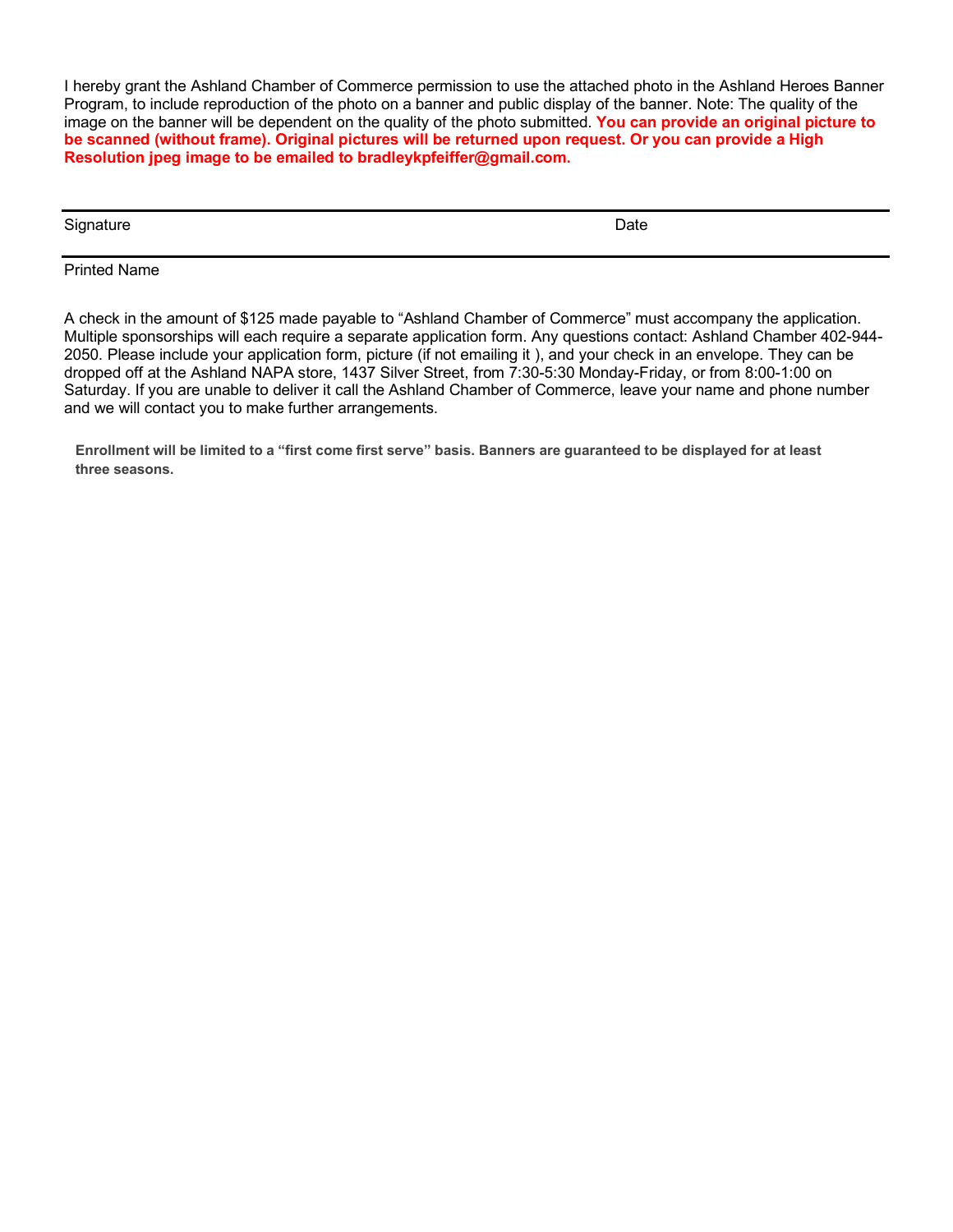I hereby grant the Ashland Chamber of Commerce permission to use the attached photo in the Ashland Heroes Banner Program, to include reproduction of the photo on a banner and public display of the banner. Note: The quality of the image on the banner will be dependent on the quality of the photo submitted. **You can provide an original picture to be scanned (without frame). Original pictures will be returned upon request. Or you can provide a High Resolution jpeg image to be emailed to bradleykpfeiffer@gmail.com.**

---

Signature                                                                                    Date

---

Printed Name

A check in the amount of $125 made payable to "Ashland Chamber of Commerce" must accompany the application. Multiple sponsorships will each require a separate application form. Any questions contact: Ashland Chamber 402-944-2050. Please include your application form, picture (if not emailing it ), and your check in an envelope. They can be dropped off at the Ashland NAPA store, 1437 Silver Street, from 7:30-5:30 Monday-Friday, or from 8:00-1:00 on Saturday. If you are unable to deliver it call the Ashland Chamber of Commerce, leave your name and phone number and we will contact you to make further arrangements.

**Enrollment will be limited to a "first come first serve" basis. Banners are guaranteed to be displayed for at least three seasons.**